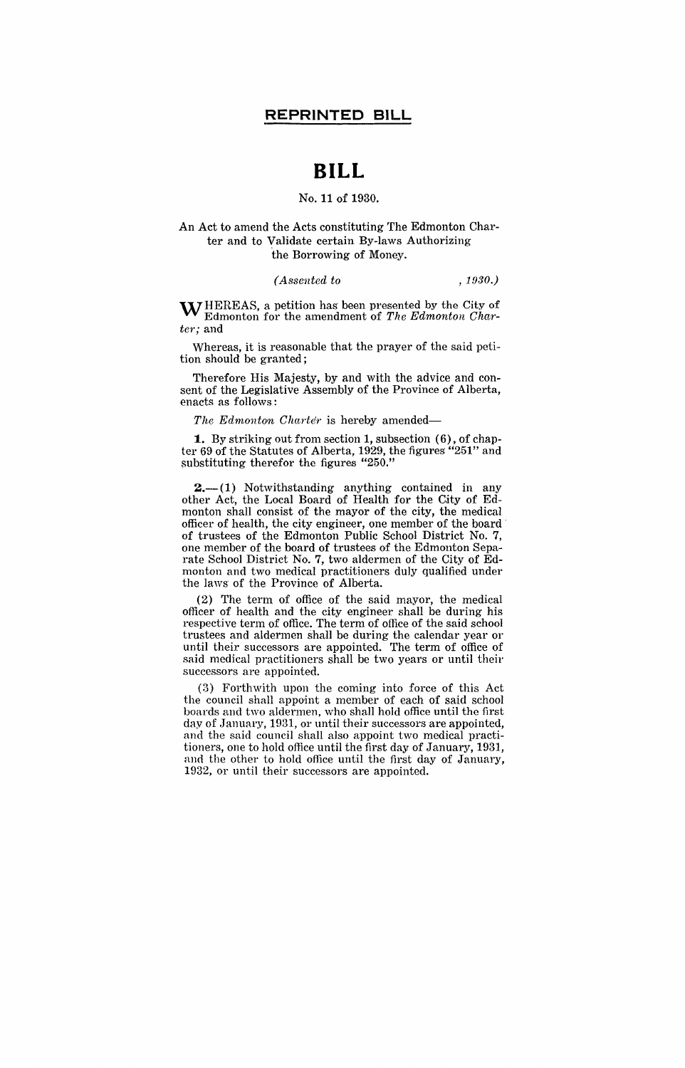## REPRINTED BILL

# BILL

No. 11 of 1930.

An Act to amend the Acts constituting The Edmonton Charter and to Validate certain By-laws Authorizing the Borrowing of Money.

*(Assented to , 1930.)*

WHEREAS, a petition has been presented by the City of Edmonton for the amendment of *The Edmonton Charter*; and

Whereas, it is reasonable that the prayer of the said petition should be granted;

Therefore His Majesty, by and with the advice and consent of the Legislative Assembly of the Province of Alberta, enacts as follows:

*The Edmonton Charter* is hereby amended—

**1.** By striking out from section 1, subsection (6), of chapter 69 of the Statutes of Alberta, 1929, the figures "251" and substituting therefor the figures "250."

**2.**—(1) Notwithstanding anything contained in any other Act, the Local Board of Health for the City of Edmonton shall consist of the mayor of the city, the medical officer of health, the city engineer, one member of the board of trustees of the Edmonton Public School District No. 7, one member of the board of trustees of the Edmonton Separate School District No. 7, two aldermen of the City of Edmonton and two medical practitioners duly qualified under the laws of the Province of Alberta.

(2) The term of office of the said mayor, the medical officer of health and the city engineer shall be during his respective term of office. The term of office of the said school trustees and aldermen shall be during the calendar year or until their successors are appointed. The term of office of said medical practitioners shall be two years or until their successors are appointed.

(3) Forthwith upon the coming into force of this Act the council shall appoint a member of each of said school boards and two aldermen, who shall hold office until the first day of January, 1931, or until their successors are appointed, and the said council shall also appoint two medical practitioners, one to hold office until the first day of January, 1931, and the other to hold office until the first day of January, 1932, or until their successors are appointed.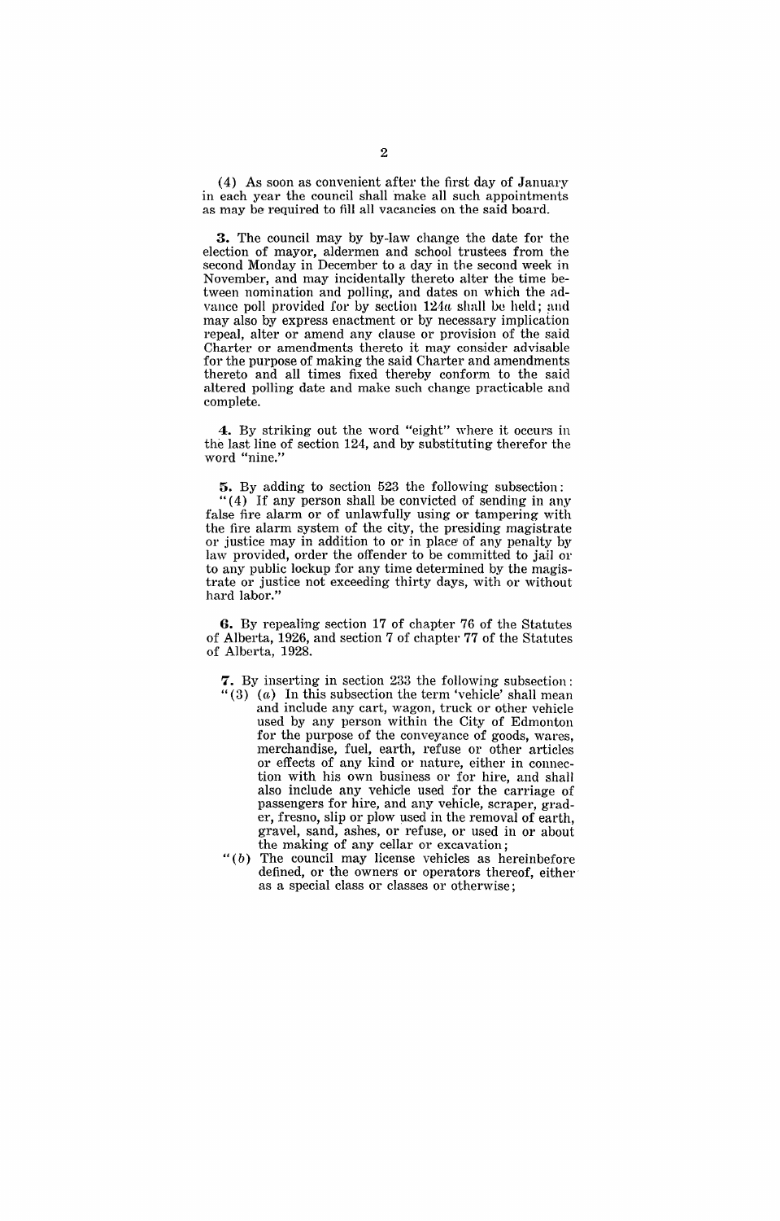(4) As soon as convenient after the first day of January in each year the council shall make all such appointments as may be required to fill all vacancies on the said board.

**3.** The council may by by-law change the date for the election of mayor, aldermen and school trustees from the second Monday in December to a day in the second week in November, and may incidentally thereto alter the time between nomination and polling, and dates on which the advance poll provided for by section 124*a* shall be held; and may also by express enactment or by necessary implication repeal, alter or amend any clause or provision of the said Charter or amendments thereto it may consider advisable for the purpose of making the said Charter and amendments thereto and all times fixed thereby conform to the said altered polling date and make such change practicable and complete.

**4.** By striking out the word "eight" where it occurs in the last line of section 124, and by substituting therefor the word "nine."

**5.** By adding to section 523 the following subsection:
"(4) If any person shall be convicted of sending in any false fire alarm or of unlawfully using or tampering with the fire alarm system of the city, the presiding magistrate or justice may in addition to or in place of any penalty by law provided, order the offender to be committed to jail or to any public lockup for any time determined by the magistrate or justice not exceeding thirty days, with or without hard labor."

**6.** By repealing section 17 of chapter 76 of the Statutes of Alberta, 1926, and section 7 of chapter 77 of the Statutes of Alberta, 1928.

**7.** By inserting in section 233 the following subsection:
"(3) (*a*) In this subsection the term 'vehicle' shall mean and include any cart, wagon, truck or other vehicle used by any person within the City of Edmonton for the purpose of the conveyance of goods, wares, merchandise, fuel, earth, refuse or other articles or effects of any kind or nature, either in connection with his own business or for hire, and shall also include any vehicle used for the carriage of passengers for hire, and any vehicle, scraper, grader, fresno, slip or plow used in the removal of earth, gravel, sand, ashes, or refuse, or used in or about the making of any cellar or excavation;
"(*b*) The council may license vehicles as hereinbefore defined, or the owners or operators thereof, either as a special class or classes or otherwise;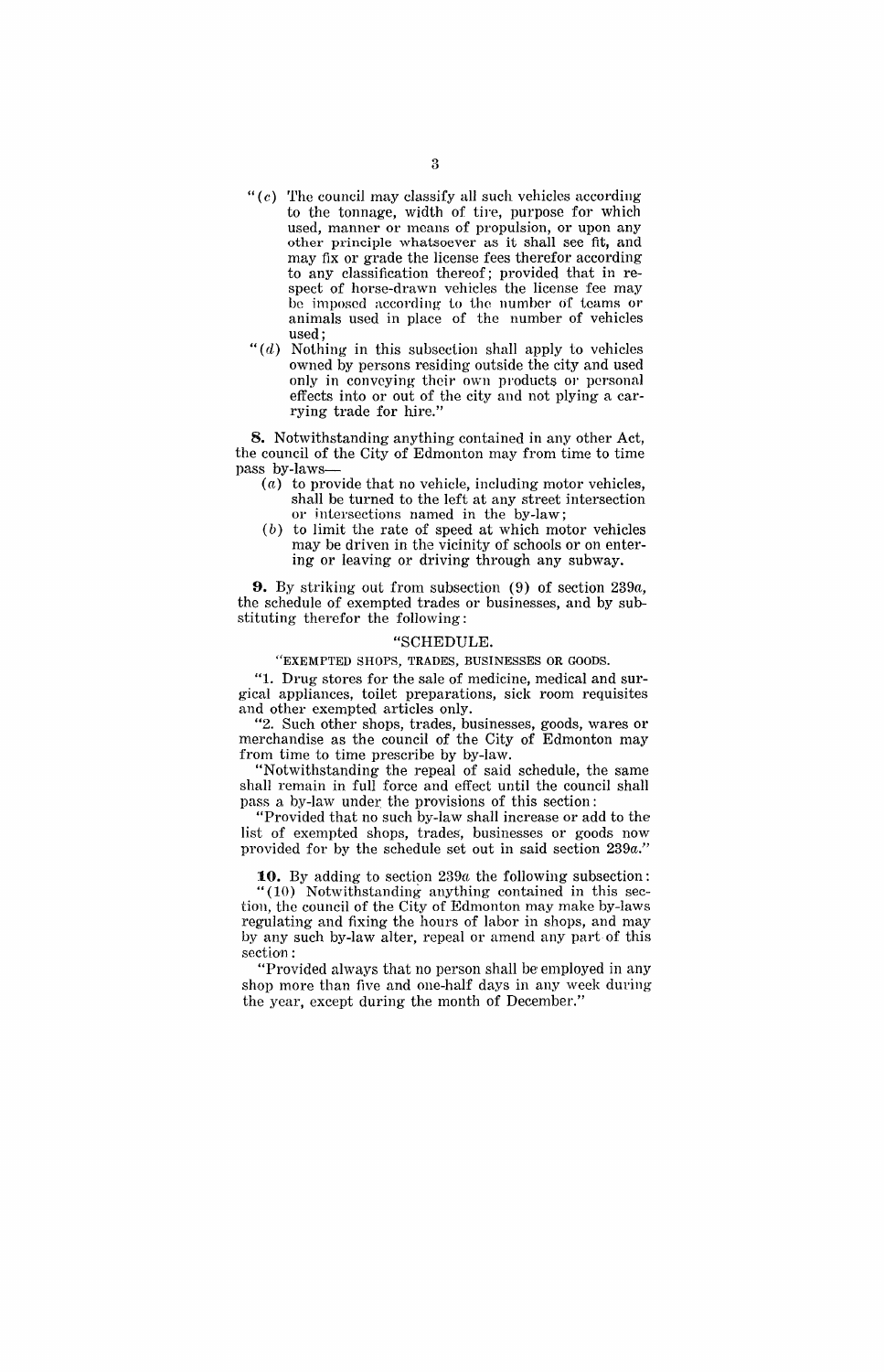"(*c*) The council may classify all such vehicles according to the tonnage, width of tire, purpose for which used, manner or means of propulsion, or upon any other principle whatsoever as it shall see fit, and may fix or grade the license fees therefor according to any classification thereof; provided that in respect of horse-drawn vehicles the license fee may be imposed according to the number of teams or animals used in place of the number of vehicles used;

"(*d*) Nothing in this subsection shall apply to vehicles owned by persons residing outside the city and used only in conveying their own products or personal effects into or out of the city and not plying a carrying trade for hire."

**8.** Notwithstanding anything contained in any other Act, the council of the City of Edmonton may from time to time pass by-laws—

(*a*) to provide that no vehicle, including motor vehicles, shall be turned to the left at any street intersection or intersections named in the by-law;

(*b*) to limit the rate of speed at which motor vehicles may be driven in the vicinity of schools or on entering or leaving or driving through any subway.

**9.** By striking out from subsection (9) of section 239*a*, the schedule of exempted trades or businesses, and by substituting therefor the following:

"SCHEDULE.

"EXEMPTED SHOPS, TRADES, BUSINESSES OR GOODS.

"1. Drug stores for the sale of medicine, medical and surgical appliances, toilet preparations, sick room requisites and other exempted articles only.

"2. Such other shops, trades, businesses, goods, wares or merchandise as the council of the City of Edmonton may from time to time prescribe by by-law.

"Notwithstanding the repeal of said schedule, the same shall remain in full force and effect until the council shall pass a by-law under the provisions of this section:

"Provided that no such by-law shall increase or add to the list of exempted shops, trades, businesses or goods now provided for by the schedule set out in said section 239*a*."

**10.** By adding to section 239*a* the following subsection:

"(10) Notwithstanding anything contained in this section, the council of the City of Edmonton may make by-laws regulating and fixing the hours of labor in shops, and may by any such by-law alter, repeal or amend any part of this section:

"Provided always that no person shall be employed in any shop more than five and one-half days in any week during the year, except during the month of December."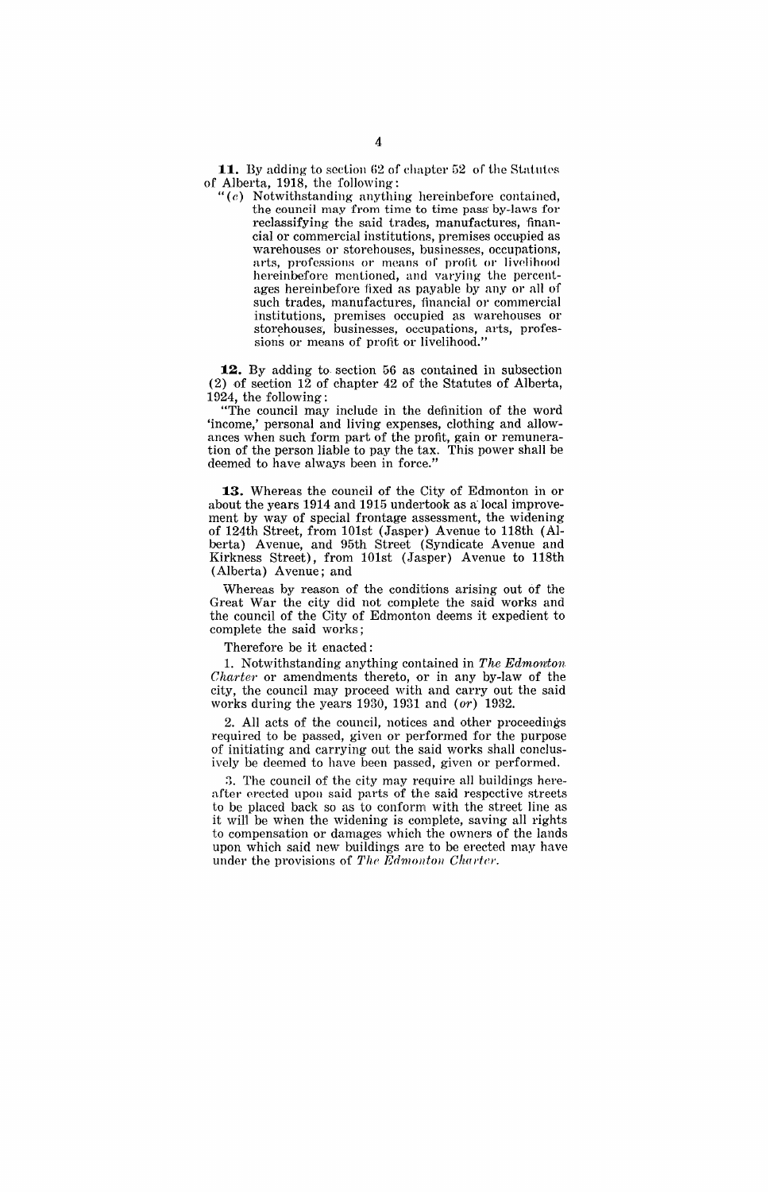**11.** By adding to section 62 of chapter 52 of the Statutes of Alberta, 1918, the following:

"(*e*) Notwithstanding anything hereinbefore contained, the council may from time to time pass by-laws for reclassifying the said trades, manufactures, financial or commercial institutions, premises occupied as warehouses or storehouses, businesses, occupations, arts, professions or means of profit or livelihood hereinbefore mentioned, and varying the percentages hereinbefore fixed as payable by any or all of such trades, manufactures, financial or commercial institutions, premises occupied as warehouses or storehouses, businesses, occupations, arts, professions or means of profit or livelihood."

**12.** By adding to section 56 as contained in subsection (2) of section 12 of chapter 42 of the Statutes of Alberta, 1924, the following:

"The council may include in the definition of the word 'income,' personal and living expenses, clothing and allowances when such form part of the profit, gain or remuneration of the person liable to pay the tax. This power shall be deemed to have always been in force."

**13.** Whereas the council of the City of Edmonton in or about the years 1914 and 1915 undertook as a local improvement by way of special frontage assessment, the widening of 124th Street, from 101st (Jasper) Avenue to 118th (Alberta) Avenue, and 95th Street (Syndicate Avenue and Kirkness Street), from 101st (Jasper) Avenue to 118th (Alberta) Avenue; and

Whereas by reason of the conditions arising out of the Great War the city did not complete the said works and the council of the City of Edmonton deems it expedient to complete the said works;

Therefore be it enacted:

1. Notwithstanding anything contained in *The Edmonton Charter* or amendments thereto, or in any by-law of the city, the council may proceed with and carry out the said works during the years 1930, 1931 and (*or*) 1932.

2. All acts of the council, notices and other proceedings required to be passed, given or performed for the purpose of initiating and carrying out the said works shall conclusively be deemed to have been passed, given or performed.

3. The council of the city may require all buildings hereafter erected upon said parts of the said respective streets to be placed back so as to conform with the street line as it will be when the widening is complete, saving all rights to compensation or damages which the owners of the lands upon which said new buildings are to be erected may have under the provisions of *The Edmonton Charter*.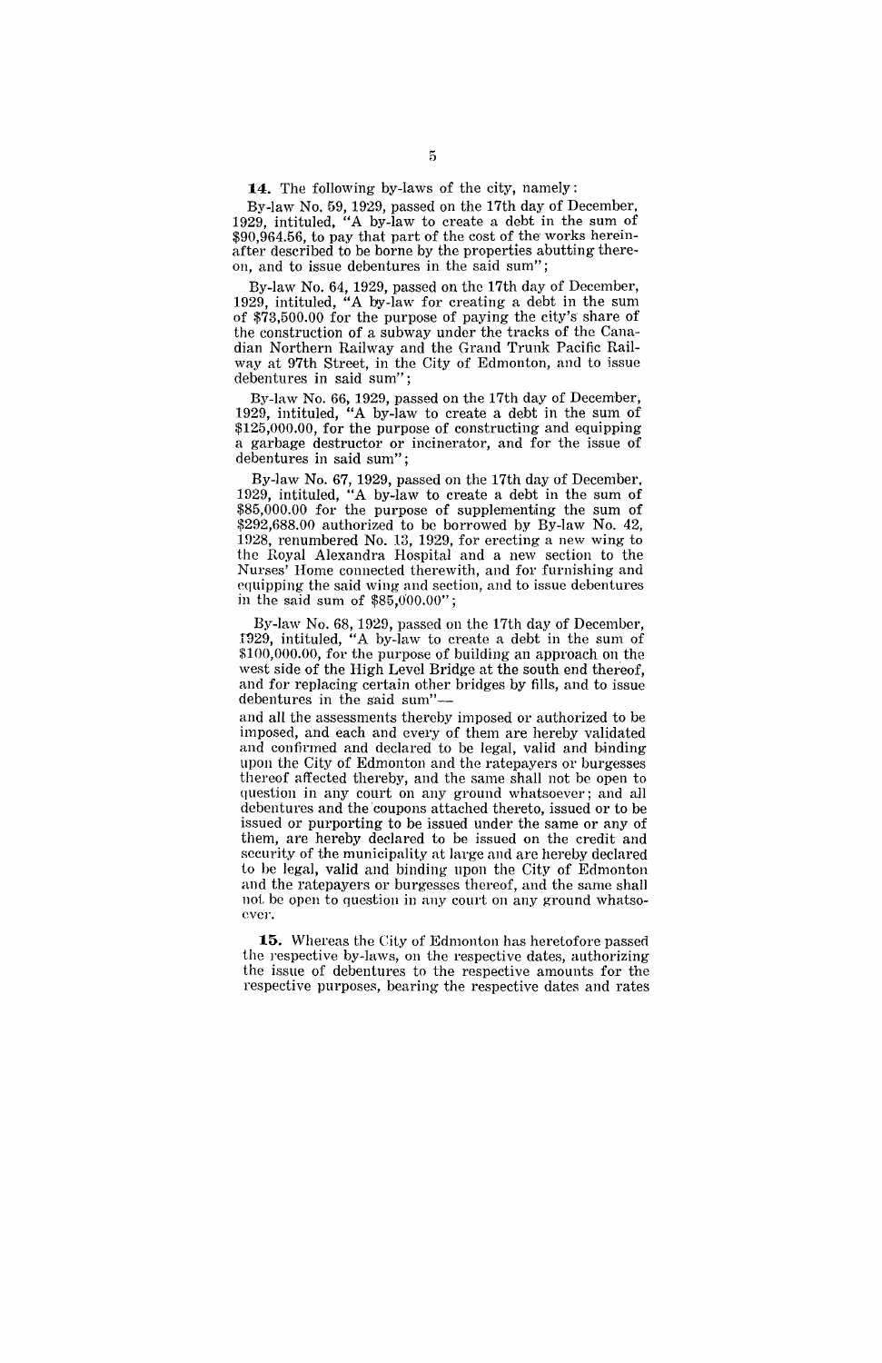**14.** The following by-laws of the city, namely:

By-law No. 59, 1929, passed on the 17th day of December, 1929, intituled, "A by-law to create a debt in the sum of $90,964.56, to pay that part of the cost of the works hereinafter described to be borne by the properties abutting thereon, and to issue debentures in the said sum";

By-law No. 64, 1929, passed on the 17th day of December, 1929, intituled, "A by-law for creating a debt in the sum of $73,500.00 for the purpose of paying the city's share of the construction of a subway under the tracks of the Canadian Northern Railway and the Grand Trunk Pacific Railway at 97th Street, in the City of Edmonton, and to issue debentures in said sum";

By-law No. 66, 1929, passed on the 17th day of December, 1929, intituled, "A by-law to create a debt in the sum of $125,000.00, for the purpose of constructing and equipping a garbage destructor or incinerator, and for the issue of debentures in said sum";

By-law No. 67, 1929, passed on the 17th day of December, 1929, intituled, "A by-law to create a debt in the sum of $85,000.00 for the purpose of supplementing the sum of $292,688.00 authorized to be borrowed by By-law No. 42, 1928, renumbered No. 13, 1929, for erecting a new wing to the Royal Alexandra Hospital and a new section to the Nurses' Home connected therewith, and for furnishing and equipping the said wing and section, and to issue debentures in the said sum of $85,000.00";

By-law No. 68, 1929, passed on the 17th day of December, 1929, intituled, "A by-law to create a debt in the sum of $100,000.00, for the purpose of building an approach on the west side of the High Level Bridge at the south end thereof, and for replacing certain other bridges by fills, and to issue debentures in the said sum"—

and all the assessments thereby imposed or authorized to be imposed, and each and every of them are hereby validated and confirmed and declared to be legal, valid and binding upon the City of Edmonton and the ratepayers or burgesses thereof affected thereby, and the same shall not be open to question in any court on any ground whatsoever; and all debentures and the coupons attached thereto, issued or to be issued or purporting to be issued under the same or any of them, are hereby declared to be issued on the credit and security of the municipality at large and are hereby declared to be legal, valid and binding upon the City of Edmonton and the ratepayers or burgesses thereof, and the same shall not be open to question in any court on any ground whatsoever.

**15.** Whereas the City of Edmonton has heretofore passed the respective by-laws, on the respective dates, authorizing the issue of debentures to the respective amounts for the respective purposes, bearing the respective dates and rates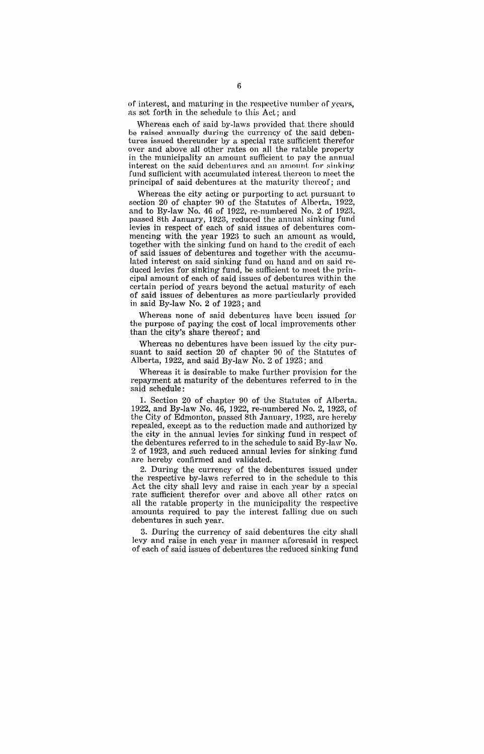of interest, and maturing in the respective number of years, as set forth in the schedule to this Act; and

Whereas each of said by-laws provided that there should be raised annually during the currency of the said debentures issued thereunder by a special rate sufficient therefor over and above all other rates on all the ratable property in the municipality an amount sufficient to pay the annual interest on the said debentures and an amount for sinking fund sufficient with accumulated interest thereon to meet the principal of said debentures at the maturity thereof; and

Whereas the city acting or purporting to act pursuant to section 20 of chapter 90 of the Statutes of Alberta, 1922, and to By-law No. 46 of 1922, re-numbered No. 2 of 1923, passed 8th January, 1923, reduced the annual sinking fund levies in respect of each of said issues of debentures commencing with the year 1923 to such an amount as would, together with the sinking fund on hand to the credit of each of said issues of debentures and together with the accumulated interest on said sinking fund on hand and on said reduced levies for sinking fund, be sufficient to meet the principal amount of each of said issues of debentures within the certain period of years beyond the actual maturity of each of said issues of debentures as more particularly provided in said By-law No. 2 of 1923; and

Whereas none of said debentures have been issued for the purpose of paying the cost of local improvements other than the city's share thereof; and

Whereas no debentures have been issued by the city pursuant to said section 20 of chapter 90 of the Statutes of Alberta, 1922, and said By-law No. 2 of 1923; and

Whereas it is desirable to make further provision for the repayment at maturity of the debentures referred to in the said schedule:

1. Section 20 of chapter 90 of the Statutes of Alberta, 1922, and By-law No. 46, 1922, re-numbered No. 2, 1923, of the City of Edmonton, passed 8th January, 1923, are hereby repealed, except as to the reduction made and authorized by the city in the annual levies for sinking fund in respect of the debentures referred to in the schedule to said By-law No. 2 of 1923, and such reduced annual levies for sinking fund are hereby confirmed and validated.

2. During the currency of the debentures issued under the respective by-laws referred to in the schedule to this Act the city shall levy and raise in each year by a special rate sufficient therefor over and above all other rates on all the ratable property in the municipality the respective amounts required to pay the interest falling due on such debentures in such year.

3. During the currency of said debentures the city shall levy and raise in each year in manner aforesaid in respect of each of said issues of debentures the reduced sinking fund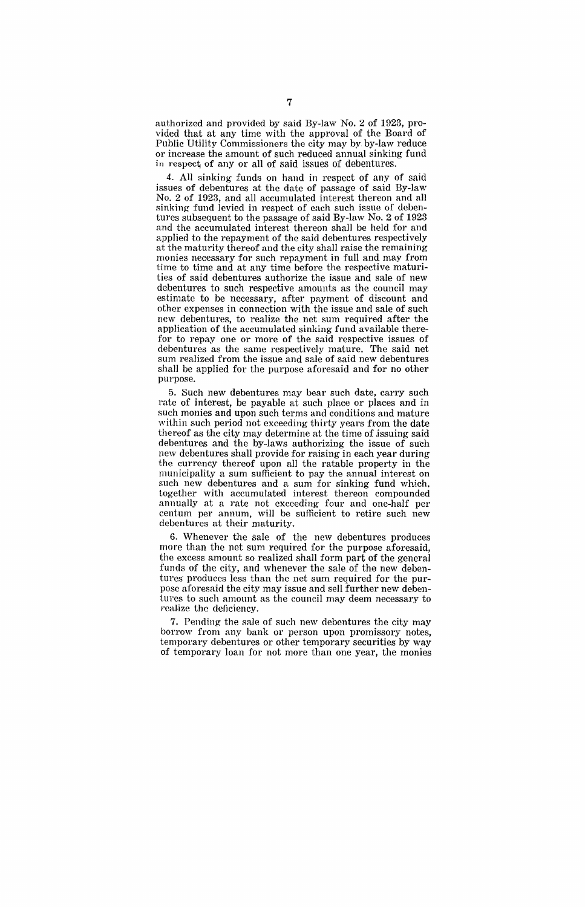authorized and provided by said By-law No. 2 of 1923, provided that at any time with the approval of the Board of Public Utility Commissioners the city may by by-law reduce or increase the amount of such reduced annual sinking fund in respect of any or all of said issues of debentures.

4. All sinking funds on hand in respect of any of said issues of debentures at the date of passage of said By-law No. 2 of 1923, and all accumulated interest thereon and all sinking fund levied in respect of each such issue of debentures subsequent to the passage of said By-law No. 2 of 1923 and the accumulated interest thereon shall be held for and applied to the repayment of the said debentures respectively at the maturity thereof and the city shall raise the remaining monies necessary for such repayment in full and may from time to time and at any time before the respective maturities of said debentures authorize the issue and sale of new debentures to such respective amounts as the council may estimate to be necessary, after payment of discount and other expenses in connection with the issue and sale of such new debentures, to realize the net sum required after the application of the accumulated sinking fund available therefor to repay one or more of the said respective issues of debentures as the same respectively mature. The said net sum realized from the issue and sale of said new debentures shall be applied for the purpose aforesaid and for no other purpose.

5. Such new debentures may bear such date, carry such rate of interest, be payable at such place or places and in such monies and upon such terms and conditions and mature within such period not exceeding thirty years from the date thereof as the city may determine at the time of issuing said debentures and the by-laws authorizing the issue of such new debentures shall provide for raising in each year during the currency thereof upon all the ratable property in the municipality a sum sufficient to pay the annual interest on such new debentures and a sum for sinking fund which, together with accumulated interest thereon compounded annually at a rate not exceeding four and one-half per centum per annum, will be sufficient to retire such new debentures at their maturity.

6. Whenever the sale of the new debentures produces more than the net sum required for the purpose aforesaid, the excess amount so realized shall form part of the general funds of the city, and whenever the sale of the new debentures produces less than the net sum required for the purpose aforesaid the city may issue and sell further new debentures to such amount as the council may deem necessary to realize the deficiency.

7. Pending the sale of such new debentures the city may borrow from any bank or person upon promissory notes, temporary debentures or other temporary securities by way of temporary loan for not more than one year, the monies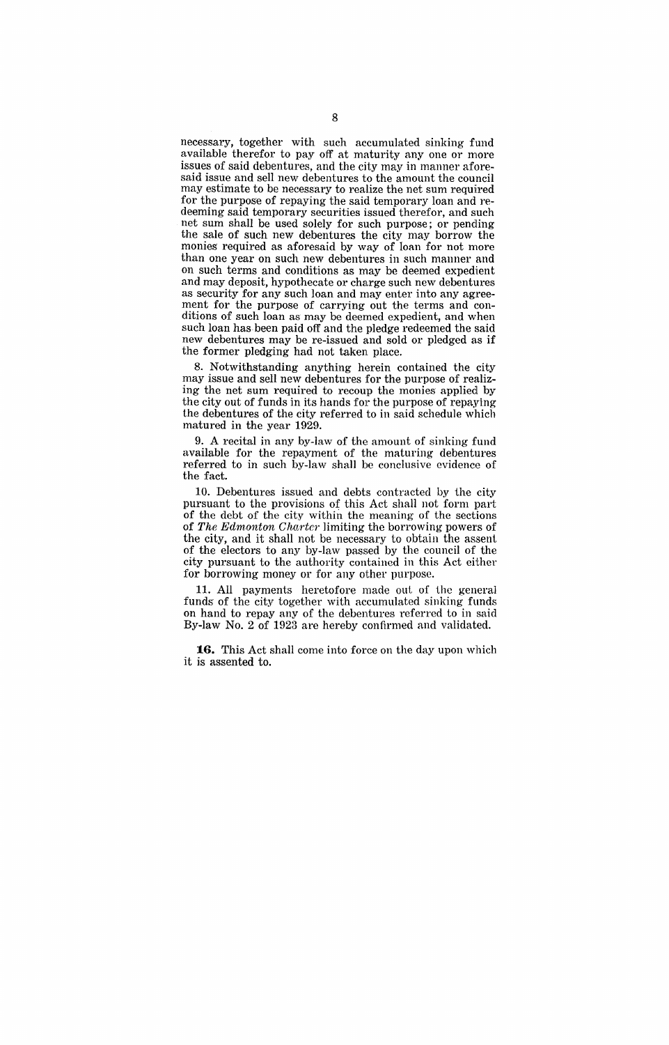necessary, together with such accumulated sinking fund available therefor to pay off at maturity any one or more issues of said debentures, and the city may in manner aforesaid issue and sell new debentures to the amount the council may estimate to be necessary to realize the net sum required for the purpose of repaying the said temporary loan and redeeming said temporary securities issued therefor, and such net sum shall be used solely for such purpose; or pending the sale of such new debentures the city may borrow the monies required as aforesaid by way of loan for not more than one year on such new debentures in such manner and on such terms and conditions as may be deemed expedient and may deposit, hypothecate or charge such new debentures as security for any such loan and may enter into any agreement for the purpose of carrying out the terms and conditions of such loan as may be deemed expedient, and when such loan has been paid off and the pledge redeemed the said new debentures may be re-issued and sold or pledged as if the former pledging had not taken place.

8. Notwithstanding anything herein contained the city may issue and sell new debentures for the purpose of realizing the net sum required to recoup the monies applied by the city out of funds in its hands for the purpose of repaying the debentures of the city referred to in said schedule which matured in the year 1929.

9. A recital in any by-law of the amount of sinking fund available for the repayment of the maturing debentures referred to in such by-law shall be conclusive evidence of the fact.

10. Debentures issued and debts contracted by the city pursuant to the provisions of this Act shall not form part of the debt of the city within the meaning of the sections of *The Edmonton Charter* limiting the borrowing powers of the city, and it shall not be necessary to obtain the assent of the electors to any by-law passed by the council of the city pursuant to the authority contained in this Act either for borrowing money or for any other purpose.

11. All payments heretofore made out of the general funds of the city together with accumulated sinking funds on hand to repay any of the debentures referred to in said By-law No. 2 of 1923 are hereby confirmed and validated.

**16.** This Act shall come into force on the day upon which it is assented to.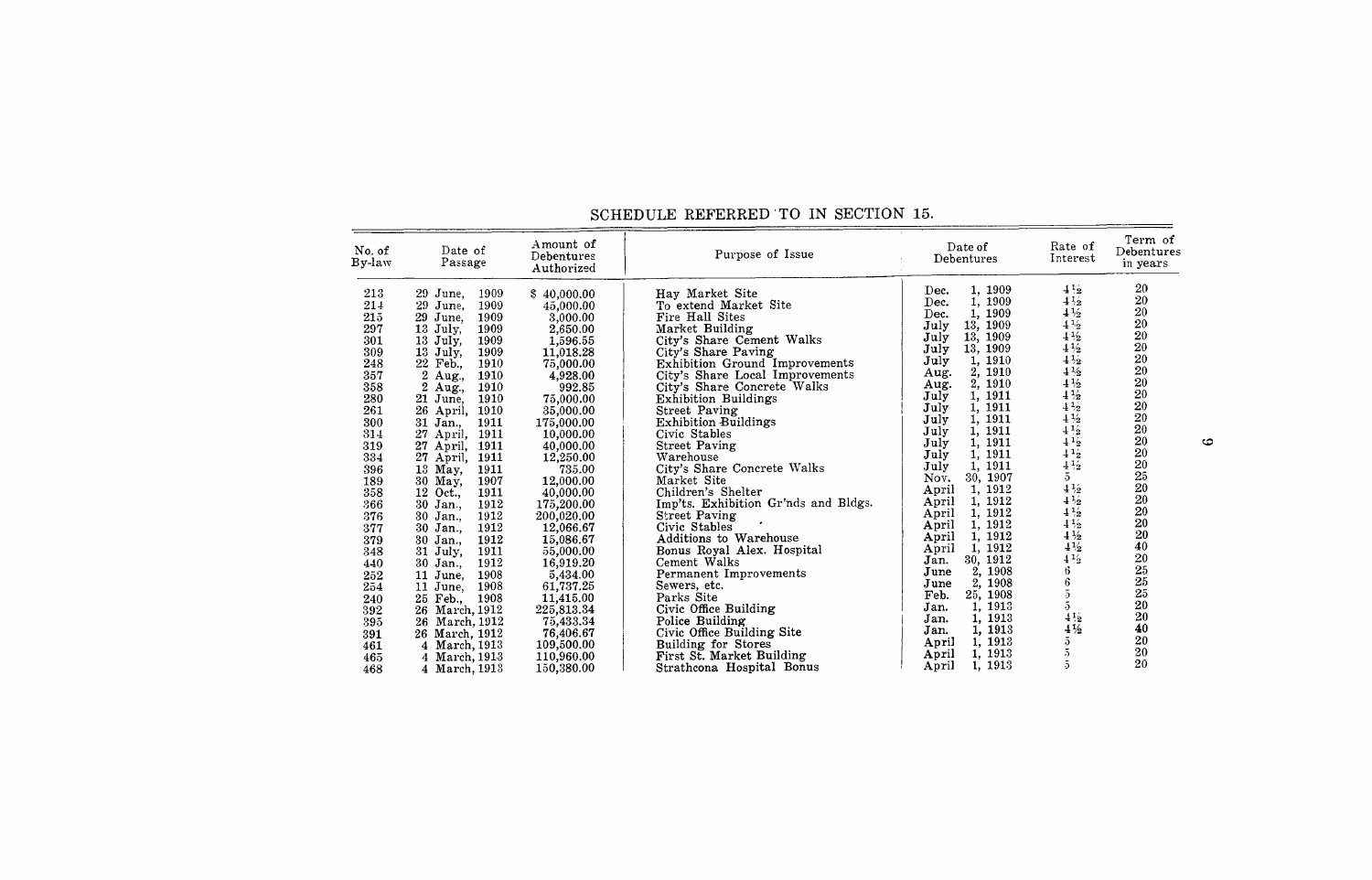## SCHEDULE REFERRED TO IN SECTION 15.

| No. of By-law | Date of Passage | Amount of Debentures Authorized | Purpose of Issue | Date of Debentures | Rate of Interest | Term of Debentures in years |
|---|---|---|---|---|---|---|
| 213 | 29 June, 1909 | $ 40,000.00 | Hay Market Site | Dec. 1, 1909 | 4½ | 20 |
| 214 | 29 June, 1909 | 45,000.00 | To extend Market Site | Dec. 1, 1909 | 4½ | 20 |
| 215 | 29 June, 1909 | 3,000.00 | Fire Hall Sites | Dec. 1, 1909 | 4½ | 20 |
| 297 | 13 July, 1909 | 2,650.00 | Market Building | July 13, 1909 | 4½ | 20 |
| 301 | 13 July, 1909 | 1,596.55 | City's Share Cement Walks | July 13, 1909 | 4½ | 20 |
| 309 | 13 July, 1909 | 11,018.28 | City's Share Paving | July 13, 1909 | 4½ | 20 |
| 248 | 22 Feb., 1910 | 75,000.00 | Exhibition Ground Improvements | July 1, 1910 | 4½ | 20 |
| 357 | 2 Aug., 1910 | 4,928.00 | City's Share Local Improvements | Aug. 2, 1910 | 4½ | 20 |
| 358 | 2 Aug., 1910 | 992.85 | City's Share Concrete Walks | Aug. 2, 1910 | 4½ | 20 |
| 280 | 21 June, 1910 | 75,000.00 | Exhibition Buildings | July 1, 1911 | 4½ | 20 |
| 261 | 26 April, 1910 | 35,000.00 | Street Paving | July 1, 1911 | 4½ | 20 |
| 300 | 31 Jan., 1911 | 175,000.00 | Exhibition Buildings | July 1, 1911 | 4½ | 20 |
| 314 | 27 April, 1911 | 10,000.00 | Civic Stables | July 1, 1911 | 4½ | 20 |
| 319 | 27 April, 1911 | 40,000.00 | Street Paving | July 1, 1911 | 4½ | 20 |
| 334 | 27 April, 1911 | 12,250.00 | Warehouse | July 1, 1911 | 4½ | 20 |
| 396 | 13 May, 1911 | 735.00 | City's Share Concrete Walks | July 1, 1911 | 4½ | 20 |
| 189 | 30 May, 1907 | 12,000.00 | Market Site | Nov. 30, 1907 | 5 | 25 |
| 358 | 12 Oct., 1911 | 40,000.00 | Children's Shelter | April 1, 1912 | 4½ | 20 |
| 366 | 30 Jan., 1912 | 175,200.00 | Imp'ts. Exhibition Gr'nds and Bldgs. | April 1, 1912 | 4½ | 20 |
| 376 | 30 Jan., 1912 | 200,020.00 | Street Paving | April 1, 1912 | 4½ | 20 |
| 377 | 30 Jan., 1912 | 12,066.67 | Civic Stables | April 1, 1912 | 4½ | 20 |
| 379 | 30 Jan., 1912 | 15,086.67 | Additions to Warehouse | April 1, 1912 | 4½ | 20 |
| 348 | 31 July, 1911 | 55,000.00 | Bonus Royal Alex. Hospital | April 1, 1912 | 4½ | 40 |
| 440 | 30 Jan., 1912 | 16,919.20 | Cement Walks | Jan. 30, 1912 | 4½ | 20 |
| 252 | 11 June, 1908 | 5,434.00 | Permanent Improvements | June 2, 1908 | 6 | 25 |
| 254 | 11 June, 1908 | 61,737.25 | Sewers, etc. | June 2, 1908 | 6 | 25 |
| 240 | 25 Feb., 1908 | 11,415.00 | Parks Site | Feb. 25, 1908 | 5 | 25 |
| 392 | 26 March, 1912 | 225,813.34 | Civic Office Building | Jan. 1, 1913 | 5 | 20 |
| 395 | 26 March, 1912 | 75,433.34 | Police Building | Jan. 1, 1913 | 4½ | 20 |
| 391 | 26 March, 1912 | 76,406.67 | Civic Office Building Site | Jan. 1, 1913 | 4½ | 40 |
| 461 | 4 March, 1913 | 109,500.00 | Building for Stores | April 1, 1913 | 5 | 20 |
| 465 | 4 March, 1913 | 110,960.00 | First St. Market Building | April 1, 1913 | 5 | 20 |
| 468 | 4 March, 1913 | 150,380.00 | Strathcona Hospital Bonus | April 1, 1913 | 5 | 20 |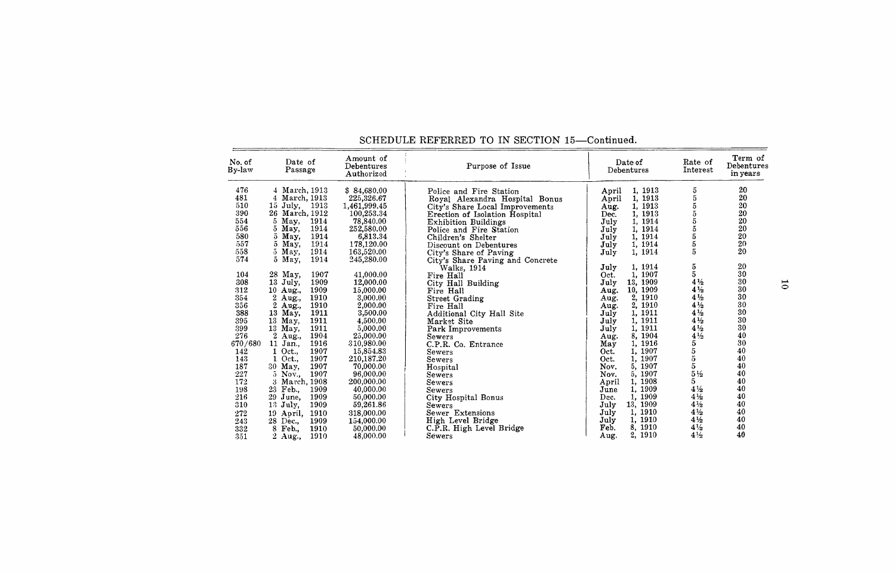## SCHEDULE REFERRED TO IN SECTION 15—Continued.

| No. of By-law | Date of Passage | Amount of Debentures Authorized | Purpose of Issue | Date of Debentures | Rate of Interest | Term of Debentures in years |
|---|---|---|---|---|---|---|
| 476 | 4 March, 1913 | $ 84,680.00 | Police and Fire Station | April 1, 1913 | 5 | 20 |
| 481 | 4 March, 1913 | 225,326.67 | Royal Alexandra Hospital Bonus | April 1, 1913 | 5 | 20 |
| 510 | 15 July, 1913 | 1,461,999.45 | City's Share Local Improvements | Aug. 1, 1913 | 5 | 20 |
| 390 | 26 March, 1912 | 100,253.34 | Erection of Isolation Hospital | Dec. 1, 1913 | 5 | 20 |
| 554 | 5 May, 1914 | 78,840.00 | Exhibition Buildings | July 1, 1914 | 5 | 20 |
| 556 | 5 May, 1914 | 252,580.00 | Police and Fire Station | July 1, 1914 | 5 | 20 |
| 580 | 5 May, 1914 | 6,813.34 | Children's Shelter | July 1, 1914 | 5 | 20 |
| 557 | 5 May, 1914 | 178,120.00 | Discount on Debentures | July 1, 1914 | 5 | 20 |
| 558 | 5 May, 1914 | 163,520.00 | City's Share of Paving | July 1, 1914 | 5 | 20 |
| 574 | 5 May, 1914 | 245,280.00 | City's Share Paving and Concrete Walks, 1914 | July 1, 1914 | 5 | 20 |
| 104 | 28 May, 1907 | 41,000.00 | Fire Hall | Oct. 1, 1907 | 5 | 30 |
| 308 | 13 July, 1909 | 12,000.00 | City Hall Building | July 13, 1909 | 4½ | 30 |
| 312 | 10 Aug., 1909 | 15,000.00 | Fire Hall | Aug. 10, 1909 | 4½ | 30 |
| 354 | 2 Aug., 1910 | 3,000.00 | Street Grading | Aug. 2, 1910 | 4½ | 30 |
| 356 | 2 Aug., 1910 | 2,000.00 | Fire Hall | Aug. 2, 1910 | 4½ | 30 |
| 388 | 13 May, 1911 | 3,500.00 | Additional City Hall Site | July 1, 1911 | 4½ | 30 |
| 395 | 13 May, 1911 | 4,500.00 | Market Site | July 1, 1911 | 4½ | 30 |
| 399 | 13 May, 1911 | 5,000.00 | Park Improvements | July 1, 1911 | 4½ | 30 |
| 276 | 2 Aug., 1904 | 25,000.00 | Sewers | Aug. 8, 1904 | 4½ | 40 |
| 670/680 | 11 Jan., 1916 | 310,980.00 | C.P.R. Co. Entrance | May 1, 1916 | 5 | 30 |
| 142 | 1 Oct., 1907 | 15,854.83 | Sewers | Oct. 1, 1907 | 5 | 40 |
| 143 | 1 Oct., 1907 | 210,187.20 | Sewers | Oct. 1, 1907 | 5 | 40 |
| 187 | 30 May, 1907 | 70,000.00 | Hospital | Nov. 5, 1907 | 5 | 40 |
| 227 | 5 Nov., 1907 | 96,000.00 | Sewers | Nov. 5, 1907 | 5½ | 40 |
| 172 | 3 March, 1908 | 200,000.00 | Sewers | April 1, 1908 | 5 | 40 |
| 198 | 23 Feb., 1909 | 40,000.00 | Sewers | June 1, 1909 | 4½ | 40 |
| 216 | 29 June, 1909 | 50,000.00 | City Hospital Bonus | Dec. 1, 1909 | 4½ | 40 |
| 310 | 13 July, 1909 | 59,261.86 | Sewers | July 13, 1909 | 4½ | 40 |
| 272 | 19 April, 1910 | 318,000.00 | Sewer Extensions | July 1, 1910 | 4½ | 40 |
| 243 | 28 Dec., 1909 | 154,000.00 | High Level Bridge | July 1, 1910 | 4½ | 40 |
| 332 | 8 Feb., 1910 | 50,000.00 | C.P.R. High Level Bridge | Feb. 8, 1910 | 4½ | 40 |
| 351 | 2 Aug., 1910 | 48,000.00 | Sewers | Aug. 2, 1910 | 4½ | 40 |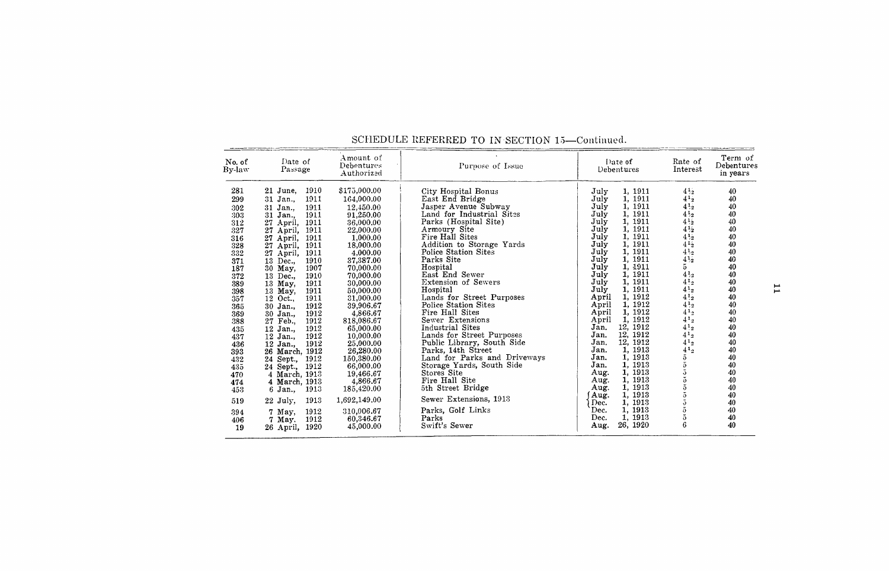SCHEDULE REFERRED TO IN SECTION 15—Continued.

| No. of By-law | Date of Passage | Amount of Debentures Authorized | Purpose of Issue | Date of Debentures | Rate of Interest | Term of Debentures in years |
|---|---|---|---|---|---|---|
| 281 | 21 June, 1910 | $175,000.00 | City Hospital Bonus | July 1, 1911 | $4\frac{1}{2}$ | 40 |
| 299 | 31 Jan., 1911 | 164,000.00 | East End Bridge | July 1, 1911 | $4\frac{1}{2}$ | 40 |
| 302 | 31 Jan., 1911 | 12,450.00 | Jasper Avenue Subway | July 1, 1911 | $4\frac{1}{2}$ | 40 |
| 303 | 31 Jan., 1911 | 91,250.00 | Land for Industrial Sites | July 1, 1911 | $4\frac{1}{2}$ | 40 |
| 312 | 27 April, 1911 | 36,000.00 | Parks (Hospital Site) | July 1, 1911 | $4\frac{1}{2}$ | 40 |
| 327 | 27 April, 1911 | 22,000.00 | Armoury Site | July 1, 1911 | $4\frac{1}{2}$ | 40 |
| 316 | 27 April, 1911 | 1,000.00 | Fire Hall Sites | July 1, 1911 | $4\frac{1}{2}$ | 40 |
| 328 | 27 April, 1911 | 18,000.00 | Addition to Storage Yards | July 1, 1911 | $4\frac{1}{2}$ | 40 |
| 332 | 27 April, 1911 | 4,000.00 | Police Station Sites | July 1, 1911 | $4\frac{1}{2}$ | 40 |
| 371 | 13 Dec., 1910 | 37,387.00 | Parks Site | July 1, 1911 | $4\frac{1}{2}$ | 40 |
| 187 | 30 May, 1907 | 70,000.00 | Hospital | July 1, 1911 | 5 | 40 |
| 372 | 13 Dec., 1910 | 70,000.00 | East End Sewer | July 1, 1911 | $4\frac{1}{2}$ | 40 |
| 389 | 13 May, 1911 | 30,000.00 | Extension of Sewers | July 1, 1911 | $4\frac{1}{2}$ | 40 |
| 398 | 13 May, 1911 | 50,000.00 | Hospital | July 1, 1911 | $4\frac{1}{2}$ | 40 |
| 357 | 12 Oct., 1911 | 31,000.00 | Lands for Street Purposes | April 1, 1912 | $4\frac{1}{2}$ | 40 |
| 365 | 30 Jan., 1912 | 39,906.67 | Police Station Sites | April 1, 1912 | $4\frac{1}{2}$ | 40 |
| 369 | 30 Jan., 1912 | 4,866.67 | Fire Hall Sites | April 1, 1912 | $4\frac{1}{2}$ | 40 |
| 388 | 27 Feb., 1912 | 818,086.67 | Sewer Extensions | April 1, 1912 | $4\frac{1}{2}$ | 40 |
| 435 | 12 Jan., 1912 | 65,000.00 | Industrial Sites | Jan. 12, 1912 | $4\frac{1}{2}$ | 40 |
| 437 | 12 Jan., 1912 | 10,000.00 | Lands for Street Purposes | Jan. 12, 1912 | $4\frac{1}{2}$ | 40 |
| 436 | 12 Jan., 1912 | 25,000.00 | Public Library, South Side | Jan. 12, 1912 | $4\frac{1}{2}$ | 40 |
| 393 | 26 March, 1912 | 26,280.00 | Parks, 14th Street | Jan. 1, 1913 | $4\frac{1}{2}$ | 40 |
| 432 | 24 Sept., 1912 | 150,380.00 | Land for Parks and Driveways | Jan. 1, 1913 | 5 | 40 |
| 435 | 24 Sept., 1912 | 66,000.00 | Storage Yards, South Side | Jan. 1, 1913 | 5 | 40 |
| 470 | 4 March, 1913 | 19,466.67 | Stores Site | Aug. 1, 1913 | 5 | 40 |
| 474 | 4 March, 1913 | 4,866.67 | Fire Hall Site | Aug. 1, 1913 | 5 | 40 |
| 453 | 6 Jan., 1913 | 185,420.00 | 5th Street Bridge | Aug. 1, 1913 | 5 | 40 |
| 519 | 22 July, 1913 | 1,692,149.00 | Sewer Extensions, 1913 | Aug. 1, 1913<br>Dec. 1, 1913 | 5<br>5 | 40<br>40 |
| 394 | 7 May, 1912 | 310,006.67 | Parks, Golf Links | Dec. 1, 1913 | 5 | 40 |
| 406 | 7 May, 1912 | 60,346.67 | Parks | Dec. 1, 1913 | 5 | 40 |
| 19 | 26 April, 1920 | 45,000.00 | Swift's Sewer | Aug. 26, 1920 | 6 | 40 |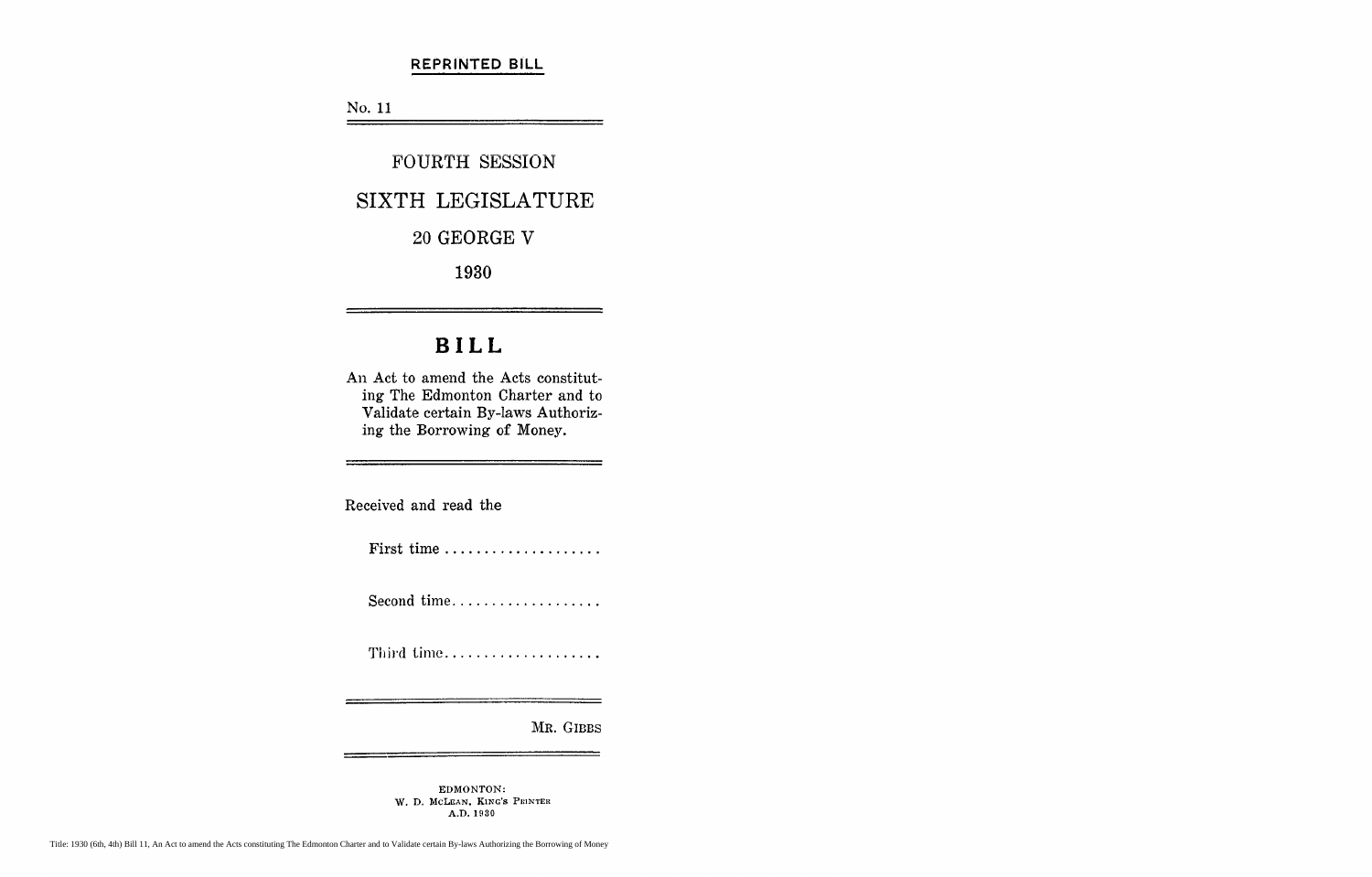**REPRINTED BILL**

No. 11

FOURTH SESSION

SIXTH LEGISLATURE

20 GEORGE V

1930

# BILL

An Act to amend the Acts constituting The Edmonton Charter and to Validate certain By-laws Authorizing the Borrowing of Money.

Received and read the

First time ....................

Second time....................

Third time....................

MR. GIBBS

EDMONTON:
W. D. MCLEAN, KING'S PRINTER
A.D. 1930

Title: 1930 (6th, 4th) Bill 11, An Act to amend the Acts constituting The Edmonton Charter and to Validate certain By-laws Authorizing the Borrowing of Money